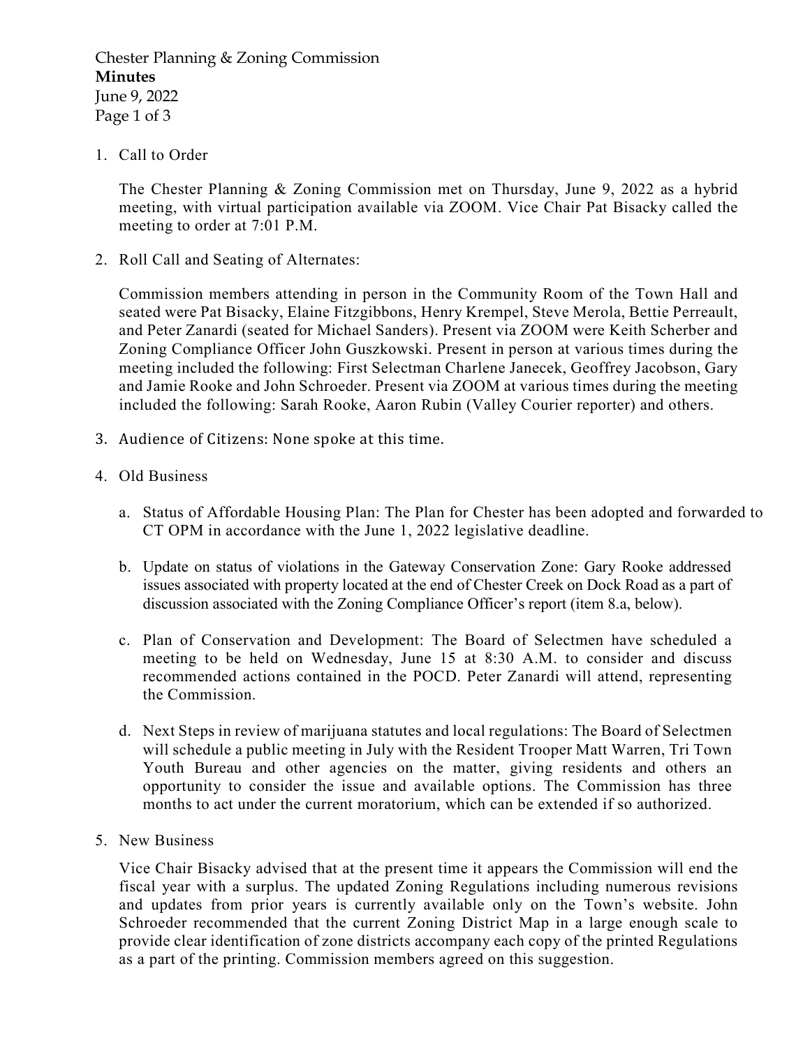Chester Planning & Zoning Commission
**Minutes**
June 9, 2022

1. Call to Order

   The Chester Planning & Zoning Commission met on Thursday, June 9, 2022 as a hybrid meeting, with virtual participation available via ZOOM. Vice Chair Pat Bisacky called the meeting to order at 7:01 P.M.

2. Roll Call and Seating of Alternates:

   Commission members attending in person in the Community Room of the Town Hall and seated were Pat Bisacky, Elaine Fitzgibbons, Henry Krempel, Steve Merola, Bettie Perreault, and Peter Zanardi (seated for Michael Sanders). Present via ZOOM were Keith Scherber and Zoning Compliance Officer John Guszkowski. Present in person at various times during the meeting included the following: First Selectman Charlene Janecek, Geoffrey Jacobson, Gary and Jamie Rooke and John Schroeder. Present via ZOOM at various times during the meeting included the following: Sarah Rooke, Aaron Rubin (Valley Courier reporter) and others.

3. Audience of Citizens: None spoke at this time.

4. Old Business

   a. Status of Affordable Housing Plan: The Plan for Chester has been adopted and forwarded to CT OPM in accordance with the June 1, 2022 legislative deadline.

   b. Update on status of violations in the Gateway Conservation Zone: Gary Rooke addressed issues associated with property located at the end of Chester Creek on Dock Road as a part of discussion associated with the Zoning Compliance Officer's report (item 8.a, below).

   c. Plan of Conservation and Development: The Board of Selectmen have scheduled a meeting to be held on Wednesday, June 15 at 8:30 A.M. to consider and discuss recommended actions contained in the POCD. Peter Zanardi will attend, representing the Commission.

   d. Next Steps in review of marijuana statutes and local regulations: The Board of Selectmen will schedule a public meeting in July with the Resident Trooper Matt Warren, Tri Town Youth Bureau and other agencies on the matter, giving residents and others an opportunity to consider the issue and available options. The Commission has three months to act under the current moratorium, which can be extended if so authorized.

5. New Business

   Vice Chair Bisacky advised that at the present time it appears the Commission will end the fiscal year with a surplus. The updated Zoning Regulations including numerous revisions and updates from prior years is currently available only on the Town's website. John Schroeder recommended that the current Zoning District Map in a large enough scale to provide clear identification of zone districts accompany each copy of the printed Regulations as a part of the printing. Commission members agreed on this suggestion.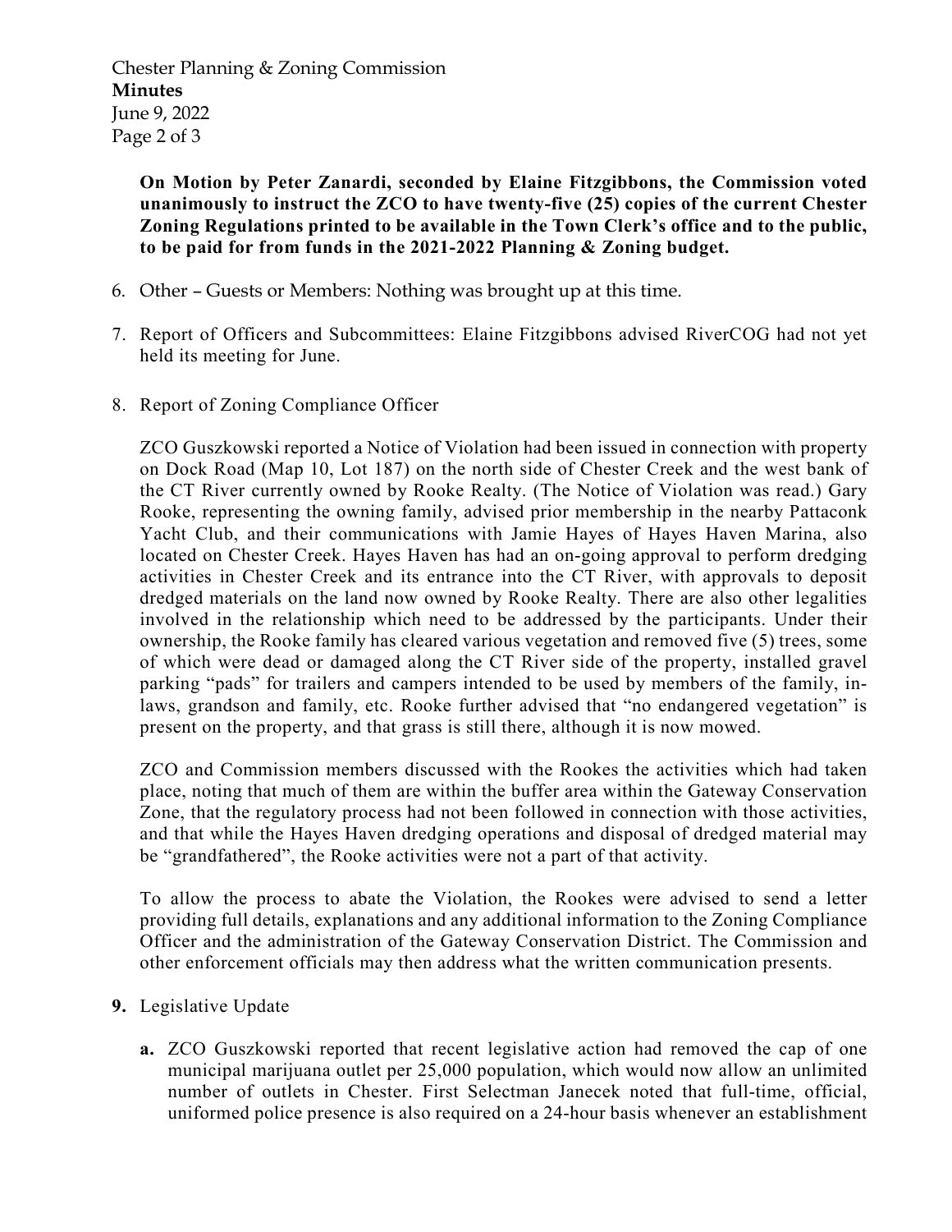**On Motion by Peter Zanardi, seconded by Elaine Fitzgibbons, the Commission voted unanimously to instruct the ZCO to have twenty-five (25) copies of the current Chester Zoning Regulations printed to be available in the Town Clerk's office and to the public, to be paid for from funds in the 2021-2022 Planning & Zoning budget.**

6. Other – Guests or Members: Nothing was brought up at this time.

7. Report of Officers and Subcommittees: Elaine Fitzgibbons advised RiverCOG had not yet held its meeting for June.

8. Report of Zoning Compliance Officer

   ZCO Guszkowski reported a Notice of Violation had been issued in connection with property on Dock Road (Map 10, Lot 187) on the north side of Chester Creek and the west bank of the CT River currently owned by Rooke Realty. (The Notice of Violation was read.) Gary Rooke, representing the owning family, advised prior membership in the nearby Pattaconk Yacht Club, and their communications with Jamie Hayes of Hayes Haven Marina, also located on Chester Creek. Hayes Haven has had an on-going approval to perform dredging activities in Chester Creek and its entrance into the CT River, with approvals to deposit dredged materials on the land now owned by Rooke Realty. There are also other legalities involved in the relationship which need to be addressed by the participants. Under their ownership, the Rooke family has cleared various vegetation and removed five (5) trees, some of which were dead or damaged along the CT River side of the property, installed gravel parking "pads" for trailers and campers intended to be used by members of the family, in-laws, grandson and family, etc. Rooke further advised that "no endangered vegetation" is present on the property, and that grass is still there, although it is now mowed.

   ZCO and Commission members discussed with the Rookes the activities which had taken place, noting that much of them are within the buffer area within the Gateway Conservation Zone, that the regulatory process had not been followed in connection with those activities, and that while the Hayes Haven dredging operations and disposal of dredged material may be "grandfathered", the Rooke activities were not a part of that activity.

   To allow the process to abate the Violation, the Rookes were advised to send a letter providing full details, explanations and any additional information to the Zoning Compliance Officer and the administration of the Gateway Conservation District. The Commission and other enforcement officials may then address what the written communication presents.

9. Legislative Update

   **a.** ZCO Guszkowski reported that recent legislative action had removed the cap of one municipal marijuana outlet per 25,000 population, which would now allow an unlimited number of outlets in Chester. First Selectman Janecek noted that full-time, official, uniformed police presence is also required on a 24-hour basis whenever an establishment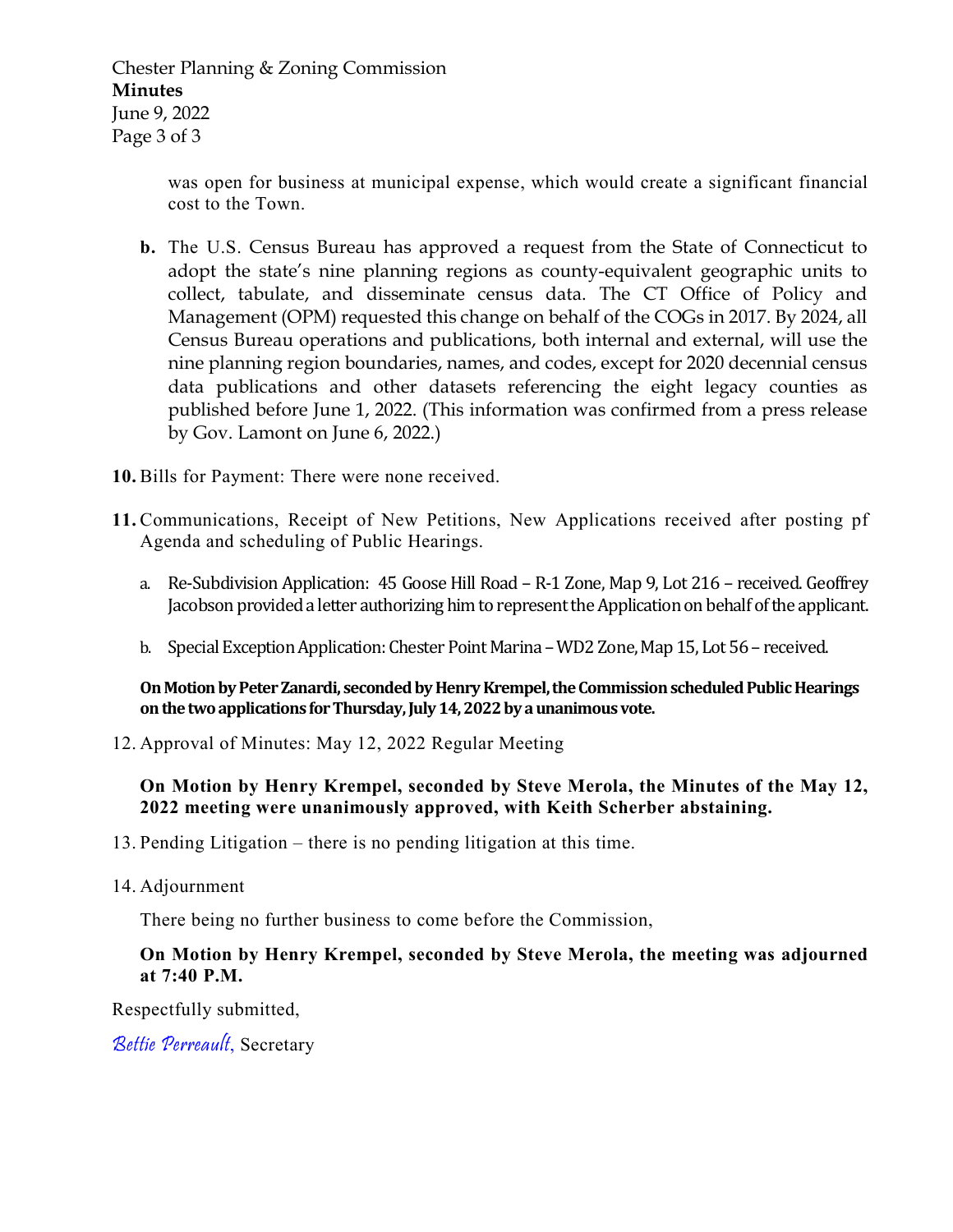was open for business at municipal expense, which would create a significant financial cost to the Town.

**b.** The U.S. Census Bureau has approved a request from the State of Connecticut to adopt the state's nine planning regions as county-equivalent geographic units to collect, tabulate, and disseminate census data. The CT Office of Policy and Management (OPM) requested this change on behalf of the COGs in 2017. By 2024, all Census Bureau operations and publications, both internal and external, will use the nine planning region boundaries, names, and codes, except for 2020 decennial census data publications and other datasets referencing the eight legacy counties as published before June 1, 2022. (This information was confirmed from a press release by Gov. Lamont on June 6, 2022.)

**10.** Bills for Payment: There were none received.

**11.** Communications, Receipt of New Petitions, New Applications received after posting pf Agenda and scheduling of Public Hearings.

a. Re-Subdivision Application: 45 Goose Hill Road – R-1 Zone, Map 9, Lot 216 – received. Geoffrey Jacobson provided a letter authorizing him to represent the Application on behalf of the applicant.

b. Special Exception Application: Chester Point Marina – WD2 Zone, Map 15, Lot 56 – received.

**On Motion by Peter Zanardi, seconded by Henry Krempel, the Commission scheduled Public Hearings on the two applications for Thursday, July 14, 2022 by a unanimous vote.**

12. Approval of Minutes: May 12, 2022 Regular Meeting

**On Motion by Henry Krempel, seconded by Steve Merola, the Minutes of the May 12, 2022 meeting were unanimously approved, with Keith Scherber abstaining.**

13. Pending Litigation – there is no pending litigation at this time.

14. Adjournment

There being no further business to come before the Commission,

**On Motion by Henry Krempel, seconded by Steve Merola, the meeting was adjourned at 7:40 P.M.**

Respectfully submitted,

*Bettie Perreault*, Secretary